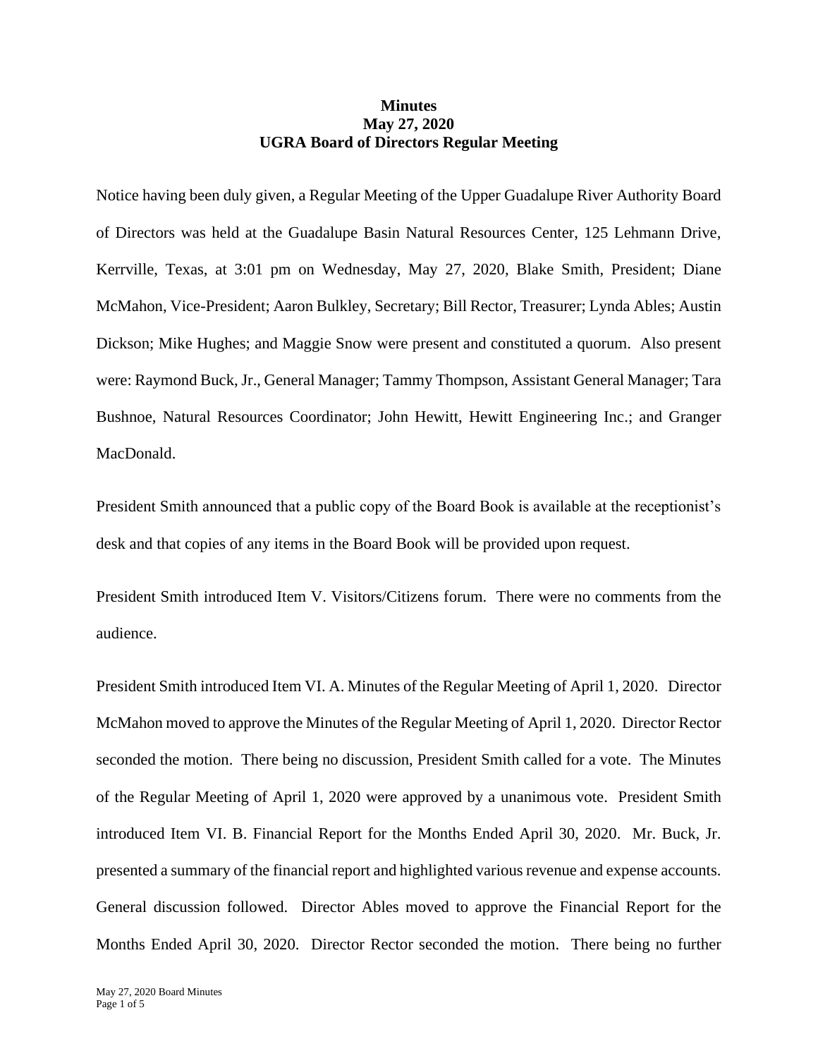**Minutes**
**May 27, 2020**
**UGRA Board of Directors Regular Meeting**

Notice having been duly given, a Regular Meeting of the Upper Guadalupe River Authority Board of Directors was held at the Guadalupe Basin Natural Resources Center, 125 Lehmann Drive, Kerrville, Texas, at 3:01 pm on Wednesday, May 27, 2020, Blake Smith, President; Diane McMahon, Vice-President; Aaron Bulkley, Secretary; Bill Rector, Treasurer; Lynda Ables; Austin Dickson; Mike Hughes; and Maggie Snow were present and constituted a quorum. Also present were: Raymond Buck, Jr., General Manager; Tammy Thompson, Assistant General Manager; Tara Bushnoe, Natural Resources Coordinator; John Hewitt, Hewitt Engineering Inc.; and Granger MacDonald.

President Smith announced that a public copy of the Board Book is available at the receptionist's desk and that copies of any items in the Board Book will be provided upon request.

President Smith introduced Item V. Visitors/Citizens forum. There were no comments from the audience.

President Smith introduced Item VI. A. Minutes of the Regular Meeting of April 1, 2020. Director McMahon moved to approve the Minutes of the Regular Meeting of April 1, 2020. Director Rector seconded the motion. There being no discussion, President Smith called for a vote. The Minutes of the Regular Meeting of April 1, 2020 were approved by a unanimous vote. President Smith introduced Item VI. B. Financial Report for the Months Ended April 30, 2020. Mr. Buck, Jr. presented a summary of the financial report and highlighted various revenue and expense accounts. General discussion followed. Director Ables moved to approve the Financial Report for the Months Ended April 30, 2020. Director Rector seconded the motion. There being no further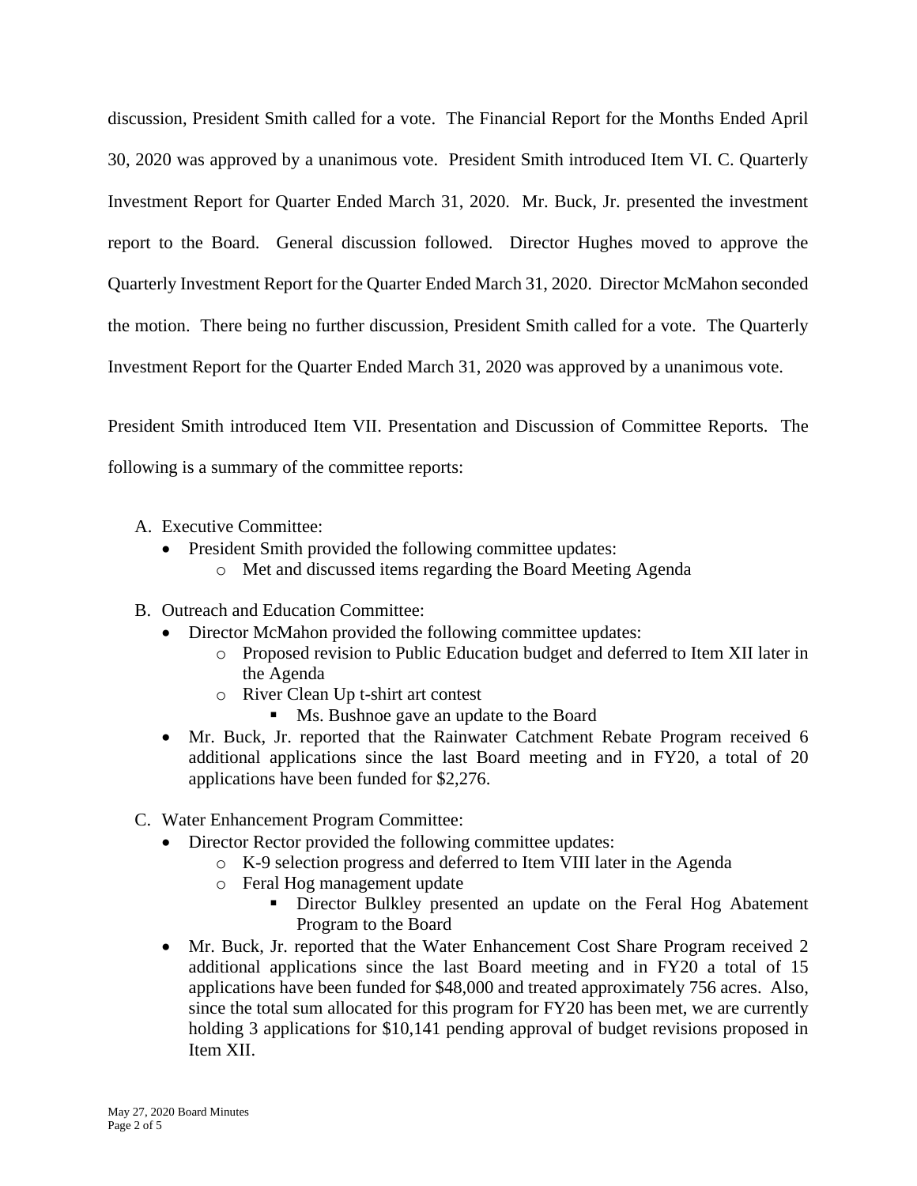discussion, President Smith called for a vote. The Financial Report for the Months Ended April 30, 2020 was approved by a unanimous vote. President Smith introduced Item VI. C. Quarterly Investment Report for Quarter Ended March 31, 2020. Mr. Buck, Jr. presented the investment report to the Board. General discussion followed. Director Hughes moved to approve the Quarterly Investment Report for the Quarter Ended March 31, 2020. Director McMahon seconded the motion. There being no further discussion, President Smith called for a vote. The Quarterly Investment Report for the Quarter Ended March 31, 2020 was approved by a unanimous vote.

President Smith introduced Item VII. Presentation and Discussion of Committee Reports. The following is a summary of the committee reports:

A. Executive Committee:
   - President Smith provided the following committee updates:
     - Met and discussed items regarding the Board Meeting Agenda

B. Outreach and Education Committee:
   - Director McMahon provided the following committee updates:
     - Proposed revision to Public Education budget and deferred to Item XII later in the Agenda
     - River Clean Up t-shirt art contest
       - Ms. Bushnoe gave an update to the Board
   - Mr. Buck, Jr. reported that the Rainwater Catchment Rebate Program received 6 additional applications since the last Board meeting and in FY20, a total of 20 applications have been funded for $2,276.

C. Water Enhancement Program Committee:
   - Director Rector provided the following committee updates:
     - K-9 selection progress and deferred to Item VIII later in the Agenda
     - Feral Hog management update
       - Director Bulkley presented an update on the Feral Hog Abatement Program to the Board
   - Mr. Buck, Jr. reported that the Water Enhancement Cost Share Program received 2 additional applications since the last Board meeting and in FY20 a total of 15 applications have been funded for $48,000 and treated approximately 756 acres. Also, since the total sum allocated for this program for FY20 has been met, we are currently holding 3 applications for $10,141 pending approval of budget revisions proposed in Item XII.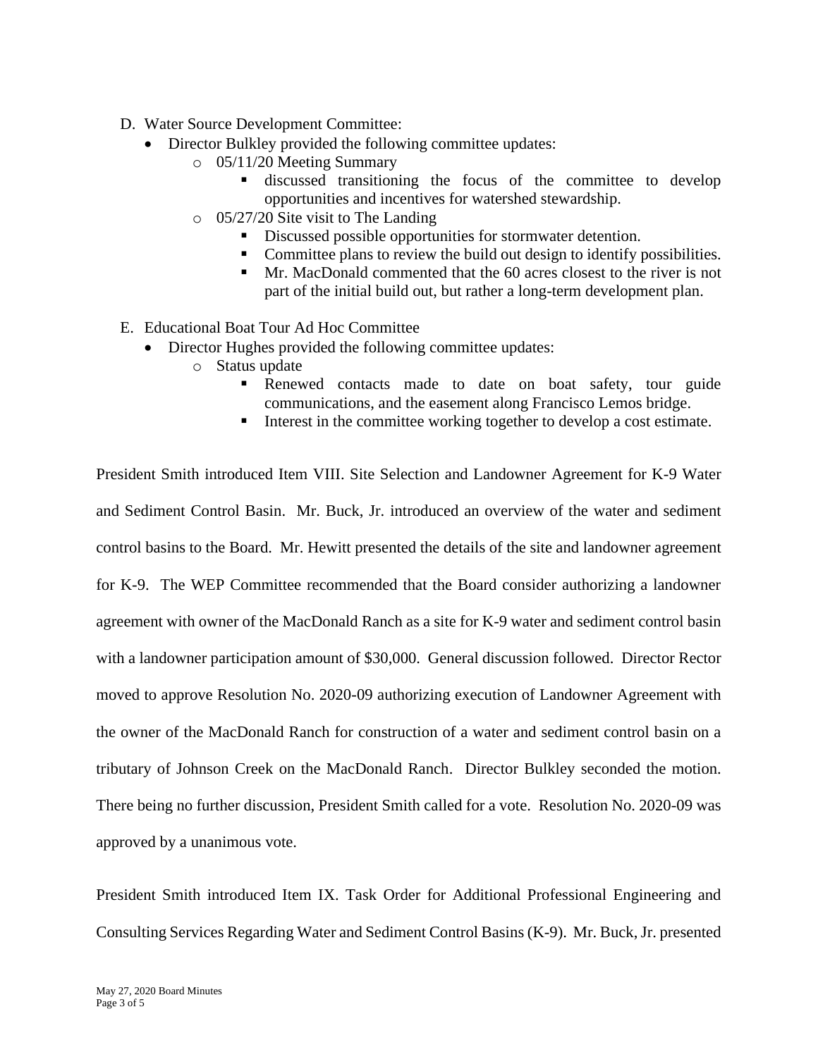D. Water Source Development Committee:
   - Director Bulkley provided the following committee updates:
     - 05/11/20 Meeting Summary
       - discussed transitioning the focus of the committee to develop opportunities and incentives for watershed stewardship.
     - 05/27/20 Site visit to The Landing
       - Discussed possible opportunities for stormwater detention.
       - Committee plans to review the build out design to identify possibilities.
       - Mr. MacDonald commented that the 60 acres closest to the river is not part of the initial build out, but rather a long-term development plan.

E. Educational Boat Tour Ad Hoc Committee
   - Director Hughes provided the following committee updates:
     - Status update
       - Renewed contacts made to date on boat safety, tour guide communications, and the easement along Francisco Lemos bridge.
       - Interest in the committee working together to develop a cost estimate.

President Smith introduced Item VIII. Site Selection and Landowner Agreement for K-9 Water and Sediment Control Basin. Mr. Buck, Jr. introduced an overview of the water and sediment control basins to the Board. Mr. Hewitt presented the details of the site and landowner agreement for K-9. The WEP Committee recommended that the Board consider authorizing a landowner agreement with owner of the MacDonald Ranch as a site for K-9 water and sediment control basin with a landowner participation amount of $30,000. General discussion followed. Director Rector moved to approve Resolution No. 2020-09 authorizing execution of Landowner Agreement with the owner of the MacDonald Ranch for construction of a water and sediment control basin on a tributary of Johnson Creek on the MacDonald Ranch. Director Bulkley seconded the motion. There being no further discussion, President Smith called for a vote. Resolution No. 2020-09 was approved by a unanimous vote.

President Smith introduced Item IX. Task Order for Additional Professional Engineering and Consulting Services Regarding Water and Sediment Control Basins (K-9). Mr. Buck, Jr. presented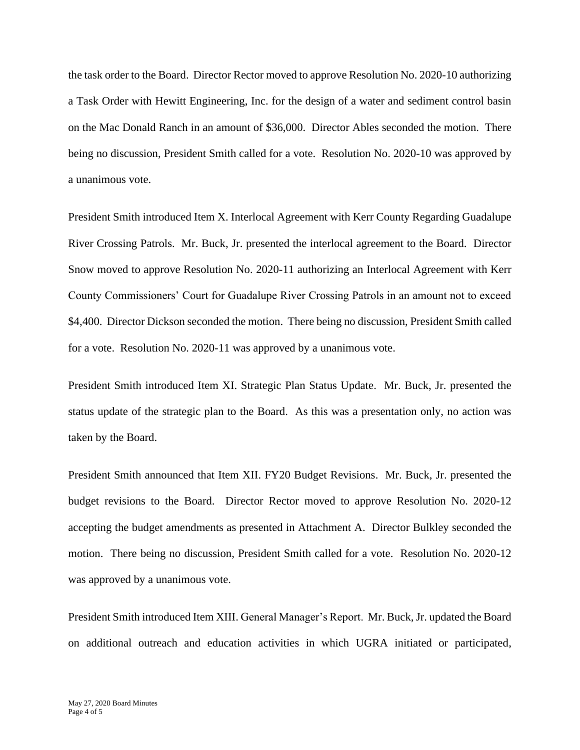the task order to the Board. Director Rector moved to approve Resolution No. 2020-10 authorizing a Task Order with Hewitt Engineering, Inc. for the design of a water and sediment control basin on the Mac Donald Ranch in an amount of $36,000. Director Ables seconded the motion. There being no discussion, President Smith called for a vote. Resolution No. 2020-10 was approved by a unanimous vote.

President Smith introduced Item X. Interlocal Agreement with Kerr County Regarding Guadalupe River Crossing Patrols. Mr. Buck, Jr. presented the interlocal agreement to the Board. Director Snow moved to approve Resolution No. 2020-11 authorizing an Interlocal Agreement with Kerr County Commissioners' Court for Guadalupe River Crossing Patrols in an amount not to exceed $4,400. Director Dickson seconded the motion. There being no discussion, President Smith called for a vote. Resolution No. 2020-11 was approved by a unanimous vote.

President Smith introduced Item XI. Strategic Plan Status Update. Mr. Buck, Jr. presented the status update of the strategic plan to the Board. As this was a presentation only, no action was taken by the Board.

President Smith announced that Item XII. FY20 Budget Revisions. Mr. Buck, Jr. presented the budget revisions to the Board. Director Rector moved to approve Resolution No. 2020-12 accepting the budget amendments as presented in Attachment A. Director Bulkley seconded the motion. There being no discussion, President Smith called for a vote. Resolution No. 2020-12 was approved by a unanimous vote.

President Smith introduced Item XIII. General Manager's Report. Mr. Buck, Jr updated the Board on additional outreach and education activities in which UGRA initiated or participated,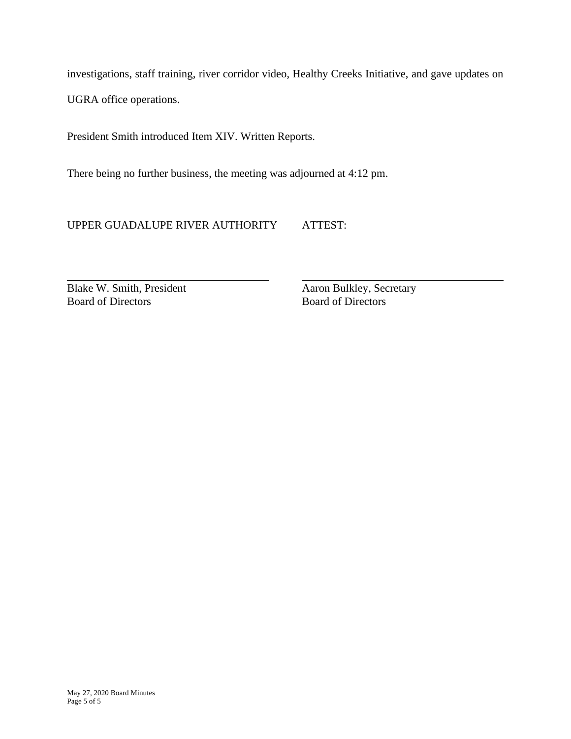investigations, staff training, river corridor video, Healthy Creeks Initiative, and gave updates on UGRA office operations.

President Smith introduced Item XIV. Written Reports.

There being no further business, the meeting was adjourned at 4:12 pm.

UPPER GUADALUPE RIVER AUTHORITY ATTEST:

| | |
|---|---|
| Blake W. Smith, President | Aaron Bulkley, Secretary |
| Board of Directors | Board of Directors |